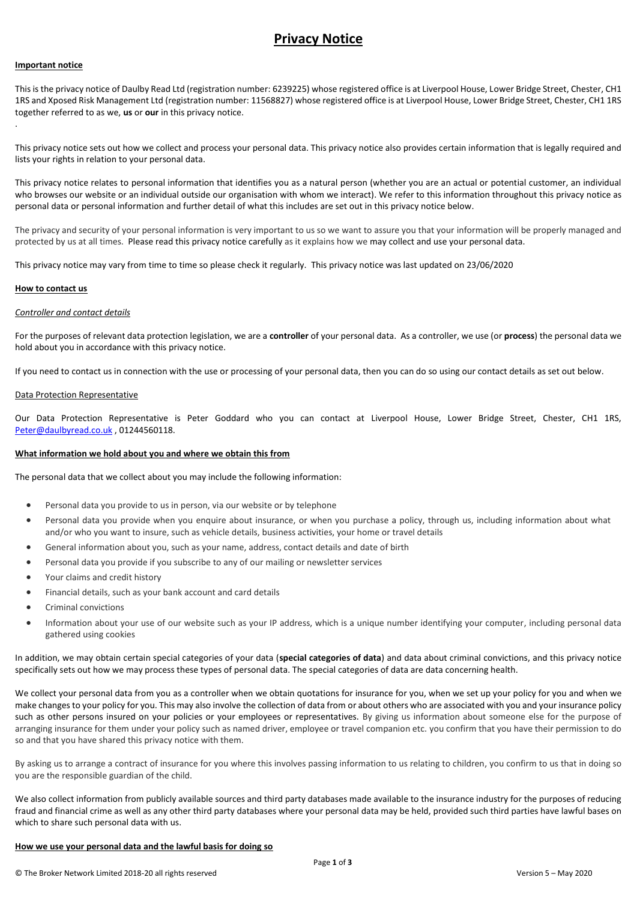# Privacy Notice

**Important notice**

This is the privacy notice of Daulby Read Ltd (registration number: 6239225) whose registered office is at Liverpool House, Lower Bridge Street, Chester, CH1 1RS and Xposed Risk Management Ltd (registration number: 11568827) whose registered office is at Liverpool House, Lower Bridge Street, Chester, CH1 1RS together referred to as we, **us** or **our** in this privacy notice.

.

This privacy notice sets out how we collect and process your personal data. This privacy notice also provides certain information that is legally required and lists your rights in relation to your personal data.

This privacy notice relates to personal information that identifies you as a natural person (whether you are an actual or potential customer, an individual who browses our website or an individual outside our organisation with whom we interact). We refer to this information throughout this privacy notice as personal data or personal information and further detail of what this includes are set out in this privacy notice below.

The privacy and security of your personal information is very important to us so we want to assure you that your information will be properly managed and protected by us at all times. Please read this privacy notice carefully as it explains how we may collect and use your personal data.

This privacy notice may vary from time to time so please check it regularly. This privacy notice was last updated on 23/06/2020

**How to contact us**

*Controller and contact details*

For the purposes of relevant data protection legislation, we are a **controller** of your personal data. As a controller, we use (or **process**) the personal data we hold about you in accordance with this privacy notice.

If you need to contact us in connection with the use or processing of your personal data, then you can do so using our contact details as set out below.

Data Protection Representative

Our Data Protection Representative is Peter Goddard who you can contact at Liverpool House, Lower Bridge Street, Chester, CH1 1RS, Peter@daulbyread.co.uk , 01244560118.

**What information we hold about you and where we obtain this from**

The personal data that we collect about you may include the following information:

- Personal data you provide to us in person, via our website or by telephone
- Personal data you provide when you enquire about insurance, or when you purchase a policy, through us, including information about what and/or who you want to insure, such as vehicle details, business activities, your home or travel details
- General information about you, such as your name, address, contact details and date of birth
- Personal data you provide if you subscribe to any of our mailing or newsletter services
- Your claims and credit history
- Financial details, such as your bank account and card details
- Criminal convictions
- Information about your use of our website such as your IP address, which is a unique number identifying your computer, including personal data gathered using cookies

In addition, we may obtain certain special categories of your data (**special categories of data**) and data about criminal convictions, and this privacy notice specifically sets out how we may process these types of personal data. The special categories of data are data concerning health.

We collect your personal data from you as a controller when we obtain quotations for insurance for you, when we set up your policy for you and when we make changes to your policy for you. This may also involve the collection of data from or about others who are associated with you and your insurance policy such as other persons insured on your policies or your employees or representatives. By giving us information about someone else for the purpose of arranging insurance for them under your policy such as named driver, employee or travel companion etc. you confirm that you have their permission to do so and that you have shared this privacy notice with them.

By asking us to arrange a contract of insurance for you where this involves passing information to us relating to children, you confirm to us that in doing so you are the responsible guardian of the child.

We also collect information from publicly available sources and third party databases made available to the insurance industry for the purposes of reducing fraud and financial crime as well as any other third party databases where your personal data may be held, provided such third parties have lawful bases on which to share such personal data with us.

**How we use your personal data and the lawful basis for doing so**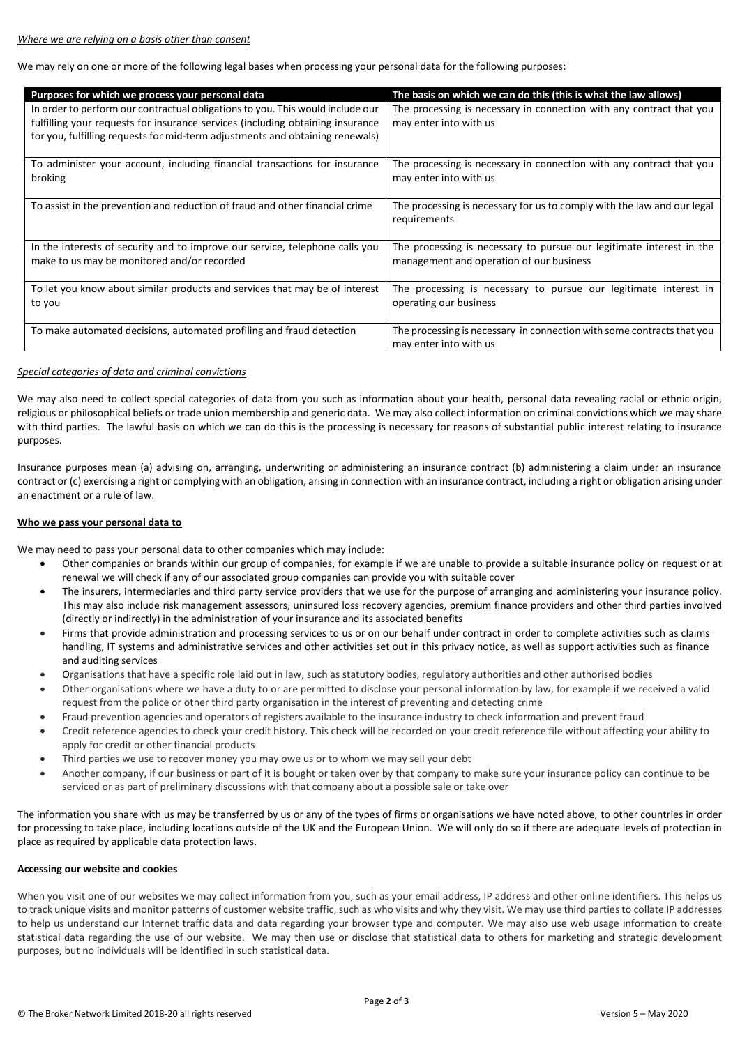*Where we are relying on a basis other than consent*

We may rely on one or more of the following legal bases when processing your personal data for the following purposes:

| Purposes for which we process your personal data | The basis on which we can do this (this is what the law allows) |
|---|---|
| In order to perform our contractual obligations to you. This would include our fulfilling your requests for insurance services (including obtaining insurance for you, fulfilling requests for mid-term adjustments and obtaining renewals) | The processing is necessary in connection with any contract that you may enter into with us |
| To administer your account, including financial transactions for insurance broking | The processing is necessary in connection with any contract that you may enter into with us |
| To assist in the prevention and reduction of fraud and other financial crime | The processing is necessary for us to comply with the law and our legal requirements |
| In the interests of security and to improve our service, telephone calls you make to us may be monitored and/or recorded | The processing is necessary to pursue our legitimate interest in the management and operation of our business |
| To let you know about similar products and services that may be of interest to you | The processing is necessary to pursue our legitimate interest in operating our business |
| To make automated decisions, automated profiling and fraud detection | The processing is necessary in connection with some contracts that you may enter into with us |

*Special categories of data and criminal convictions*

We may also need to collect special categories of data from you such as information about your health, personal data revealing racial or ethnic origin, religious or philosophical beliefs or trade union membership and generic data. We may also collect information on criminal convictions which we may share with third parties. The lawful basis on which we can do this is the processing is necessary for reasons of substantial public interest relating to insurance purposes.

Insurance purposes mean (a) advising on, arranging, underwriting or administering an insurance contract (b) administering a claim under an insurance contract or (c) exercising a right or complying with an obligation, arising in connection with an insurance contract, including a right or obligation arising under an enactment or a rule of law.

**Who we pass your personal data to**

We may need to pass your personal data to other companies which may include:

- Other companies or brands within our group of companies, for example if we are unable to provide a suitable insurance policy on request or at renewal we will check if any of our associated group companies can provide you with suitable cover
- The insurers, intermediaries and third party service providers that we use for the purpose of arranging and administering your insurance policy. This may also include risk management assessors, uninsured loss recovery agencies, premium finance providers and other third parties involved (directly or indirectly) in the administration of your insurance and its associated benefits
- Firms that provide administration and processing services to us or on our behalf under contract in order to complete activities such as claims handling, IT systems and administrative services and other activities set out in this privacy notice, as well as support activities such as finance and auditing services
- Organisations that have a specific role laid out in law, such as statutory bodies, regulatory authorities and other authorised bodies
- Other organisations where we have a duty to or are permitted to disclose your personal information by law, for example if we received a valid request from the police or other third party organisation in the interest of preventing and detecting crime
- Fraud prevention agencies and operators of registers available to the insurance industry to check information and prevent fraud
- Credit reference agencies to check your credit history. This check will be recorded on your credit reference file without affecting your ability to apply for credit or other financial products
- Third parties we use to recover money you may owe us or to whom we may sell your debt
- Another company, if our business or part of it is bought or taken over by that company to make sure your insurance policy can continue to be serviced or as part of preliminary discussions with that company about a possible sale or take over

The information you share with us may be transferred by us or any of the types of firms or organisations we have noted above, to other countries in order for processing to take place, including locations outside of the UK and the European Union. We will only do so if there are adequate levels of protection in place as required by applicable data protection laws.

**Accessing our website and cookies**

When you visit one of our websites we may collect information from you, such as your email address, IP address and other online identifiers. This helps us to track unique visits and monitor patterns of customer website traffic, such as who visits and why they visit. We may use third parties to collate IP addresses to help us understand our Internet traffic data and data regarding your browser type and computer. We may also use web usage information to create statistical data regarding the use of our website. We may then use or disclose that statistical data to others for marketing and strategic development purposes, but no individuals will be identified in such statistical data.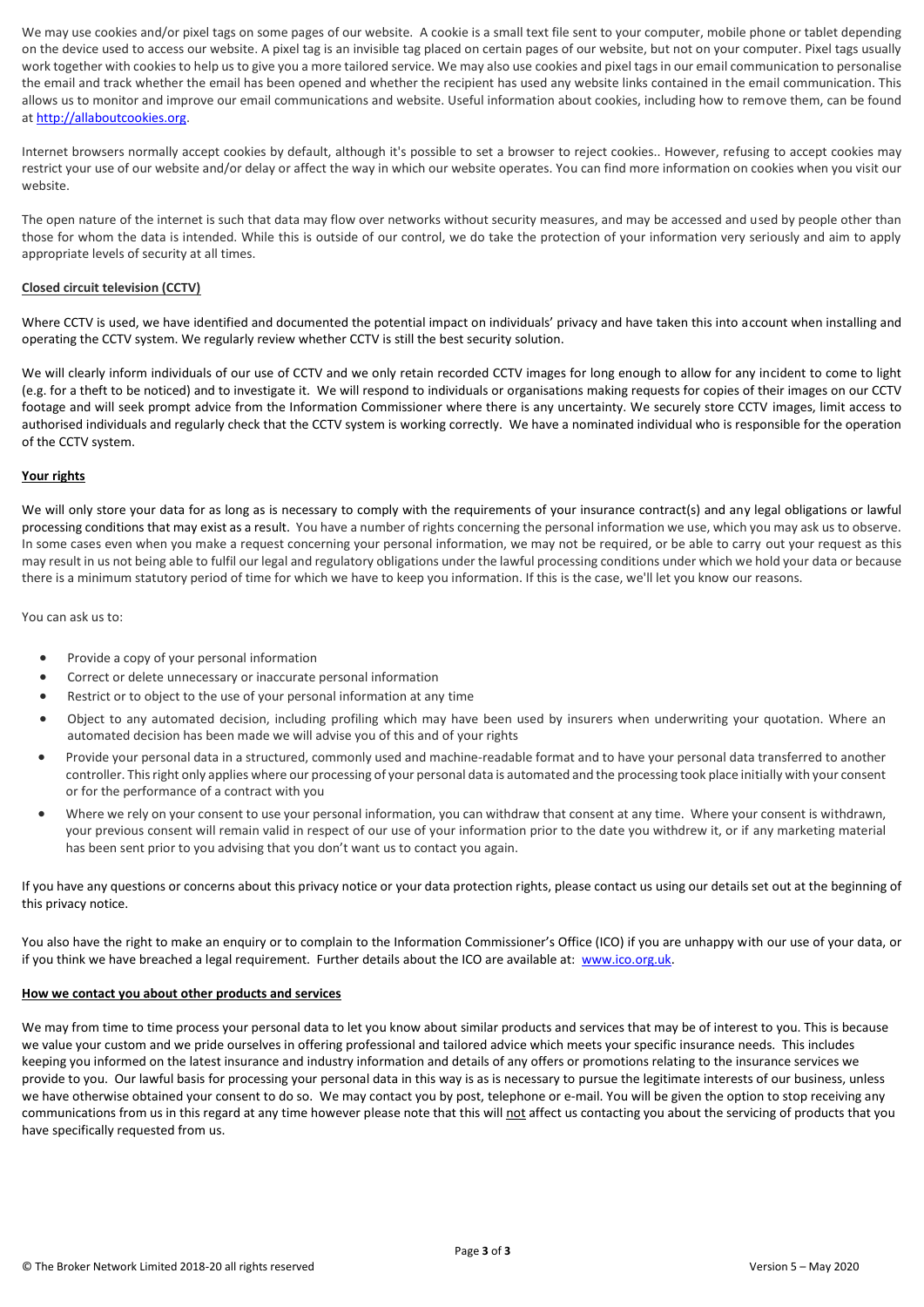We may use cookies and/or pixel tags on some pages of our website. A cookie is a small text file sent to your computer, mobile phone or tablet depending on the device used to access our website. A pixel tag is an invisible tag placed on certain pages of our website, but not on your computer. Pixel tags usually work together with cookies to help us to give you a more tailored service. We may also use cookies and pixel tags in our email communication to personalise the email and track whether the email has been opened and whether the recipient has used any website links contained in the email communication. This allows us to monitor and improve our email communications and website. Useful information about cookies, including how to remove them, can be found at http://allaboutcookies.org.

Internet browsers normally accept cookies by default, although it's possible to set a browser to reject cookies.. However, refusing to accept cookies may restrict your use of our website and/or delay or affect the way in which our website operates. You can find more information on cookies when you visit our website.

The open nature of the internet is such that data may flow over networks without security measures, and may be accessed and used by people other than those for whom the data is intended. While this is outside of our control, we do take the protection of your information very seriously and aim to apply appropriate levels of security at all times.

## Closed circuit television (CCTV)

Where CCTV is used, we have identified and documented the potential impact on individuals' privacy and have taken this into account when installing and operating the CCTV system. We regularly review whether CCTV is still the best security solution.

We will clearly inform individuals of our use of CCTV and we only retain recorded CCTV images for long enough to allow for any incident to come to light (e.g. for a theft to be noticed) and to investigate it. We will respond to individuals or organisations making requests for copies of their images on our CCTV footage and will seek prompt advice from the Information Commissioner where there is any uncertainty. We securely store CCTV images, limit access to authorised individuals and regularly check that the CCTV system is working correctly. We have a nominated individual who is responsible for the operation of the CCTV system.

## Your rights

We will only store your data for as long as is necessary to comply with the requirements of your insurance contract(s) and any legal obligations or lawful processing conditions that may exist as a result. You have a number of rights concerning the personal information we use, which you may ask us to observe. In some cases even when you make a request concerning your personal information, we may not be required, or be able to carry out your request as this may result in us not being able to fulfil our legal and regulatory obligations under the lawful processing conditions under which we hold your data or because there is a minimum statutory period of time for which we have to keep you information. If this is the case, we'll let you know our reasons.

You can ask us to:

- Provide a copy of your personal information
- Correct or delete unnecessary or inaccurate personal information
- Restrict or to object to the use of your personal information at any time
- Object to any automated decision, including profiling which may have been used by insurers when underwriting your quotation. Where an automated decision has been made we will advise you of this and of your rights
- Provide your personal data in a structured, commonly used and machine-readable format and to have your personal data transferred to another controller. This right only applies where our processing of your personal data is automated and the processing took place initially with your consent or for the performance of a contract with you
- Where we rely on your consent to use your personal information, you can withdraw that consent at any time. Where your consent is withdrawn, your previous consent will remain valid in respect of our use of your information prior to the date you withdrew it, or if any marketing material has been sent prior to you advising that you don't want us to contact you again.

If you have any questions or concerns about this privacy notice or your data protection rights, please contact us using our details set out at the beginning of this privacy notice.

You also have the right to make an enquiry or to complain to the Information Commissioner's Office (ICO) if you are unhappy with our use of your data, or if you think we have breached a legal requirement. Further details about the ICO are available at: www.ico.org.uk.

## How we contact you about other products and services

We may from time to time process your personal data to let you know about similar products and services that may be of interest to you. This is because we value your custom and we pride ourselves in offering professional and tailored advice which meets your specific insurance needs. This includes keeping you informed on the latest insurance and industry information and details of any offers or promotions relating to the insurance services we provide to you. Our lawful basis for processing your personal data in this way is as is necessary to pursue the legitimate interests of our business, unless we have otherwise obtained your consent to do so. We may contact you by post, telephone or e-mail. You will be given the option to stop receiving any communications from us in this regard at any time however please note that this will not affect us contacting you about the servicing of products that you have specifically requested from us.

© The Broker Network Limited 2018-20 all rights reserved Version 5 – May 2020